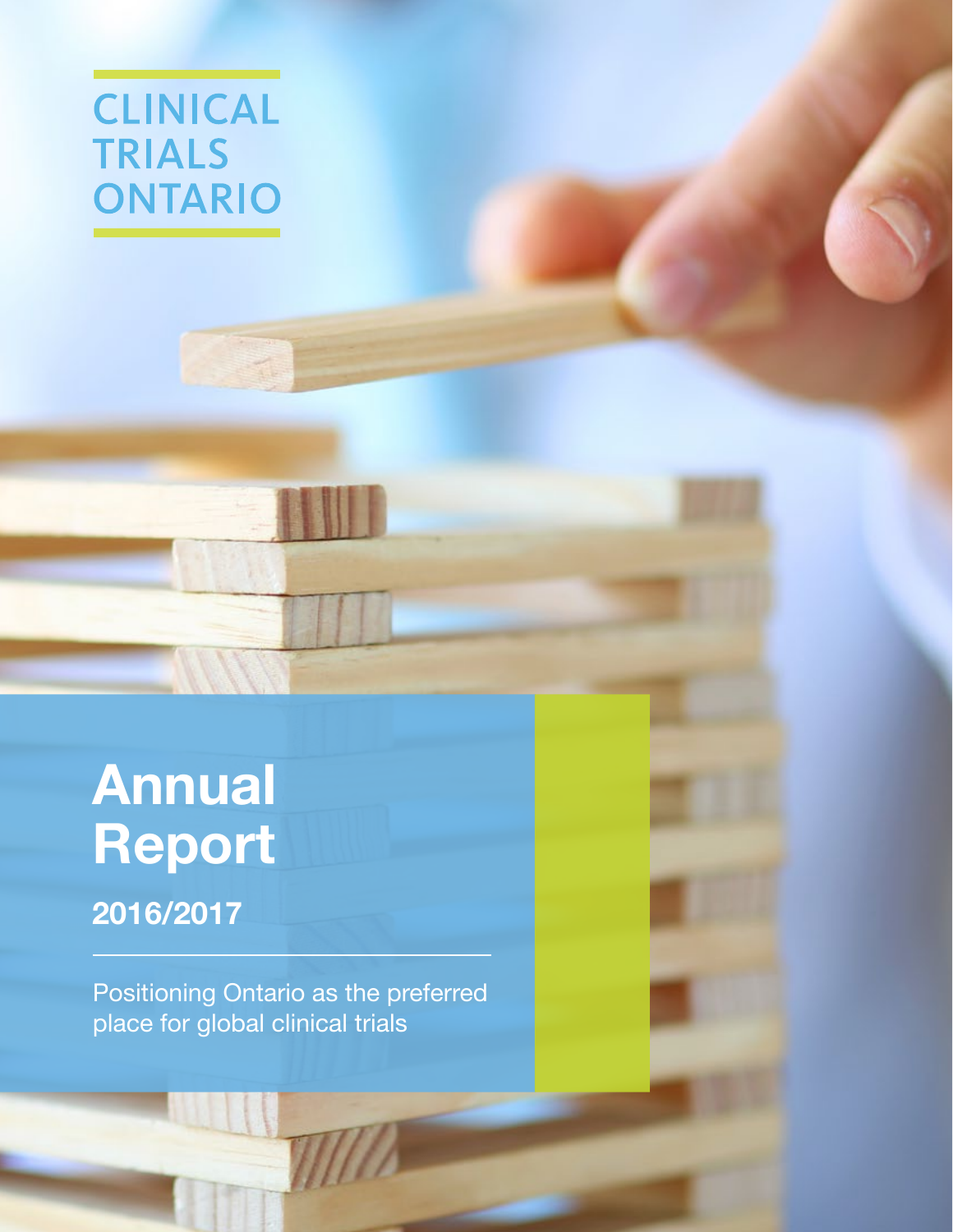CLINICAL TRIALS ONTARIO

# Annual Report

## 2016/2017

Positioning Ontario as the preferred place for global clinical trials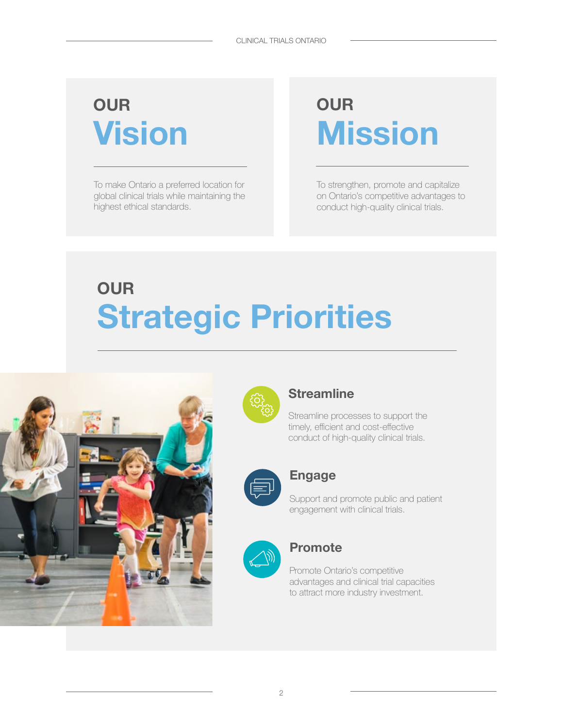## OUR Vision

To make Ontario a preferred location for global clinical trials while maintaining the highest ethical standards.

## OUR Mission

To strengthen, promote and capitalize on Ontario's competitive advantages to conduct high-quality clinical trials.

## OUR Strategic Priorities

### Streamline

Streamline processes to support the timely, efficient and cost-effective conduct of high-quality clinical trials.

### Engage

Support and promote public and patient engagement with clinical trials.

### Promote

Promote Ontario's competitive advantages and clinical trial capacities to attract more industry investment.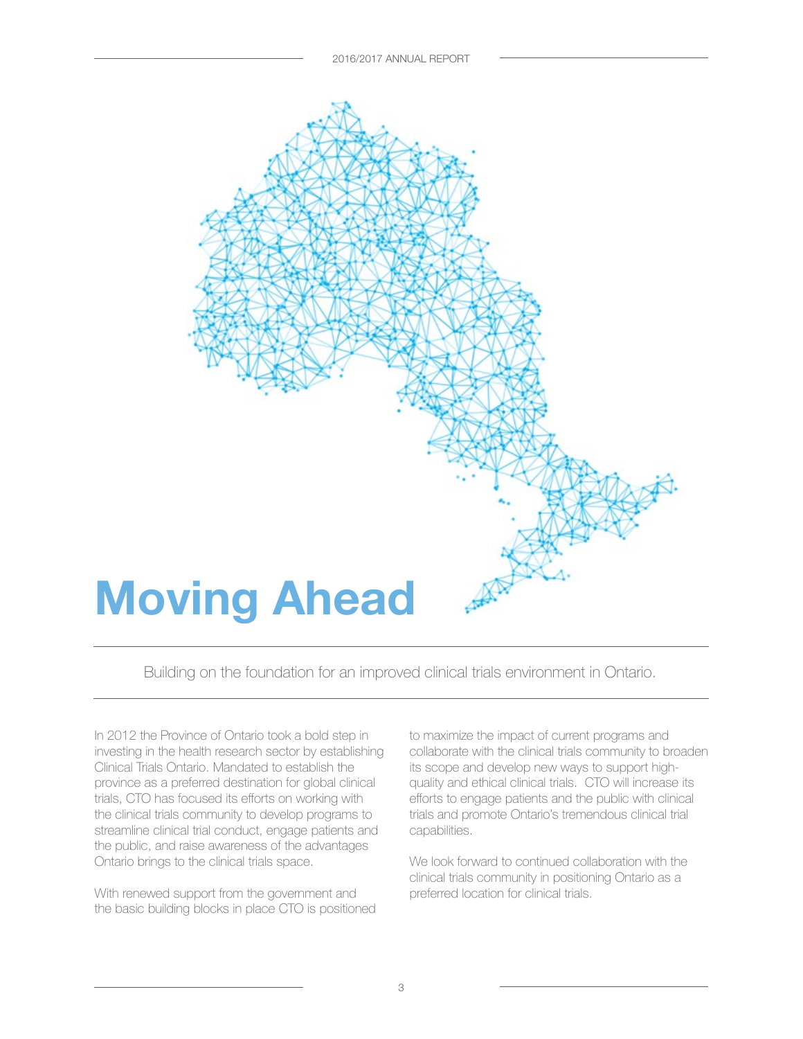# Moving Ahead

Building on the foundation for an improved clinical trials environment in Ontario.

In 2012 the Province of Ontario took a bold step in investing in the health research sector by establishing Clinical Trials Ontario. Mandated to establish the province as a preferred destination for global clinical trials, CTO has focused its efforts on working with the clinical trials community to develop programs to streamline clinical trial conduct, engage patients and the public, and raise awareness of the advantages Ontario brings to the clinical trials space.

With renewed support from the government and the basic building blocks in place CTO is positioned to maximize the impact of current programs and collaborate with the clinical trials community to broaden its scope and develop new ways to support high-quality and ethical clinical trials. CTO will increase its efforts to engage patients and the public with clinical trials and promote Ontario's tremendous clinical trial capabilities.

We look forward to continued collaboration with the clinical trials community in positioning Ontario as a preferred location for clinical trials.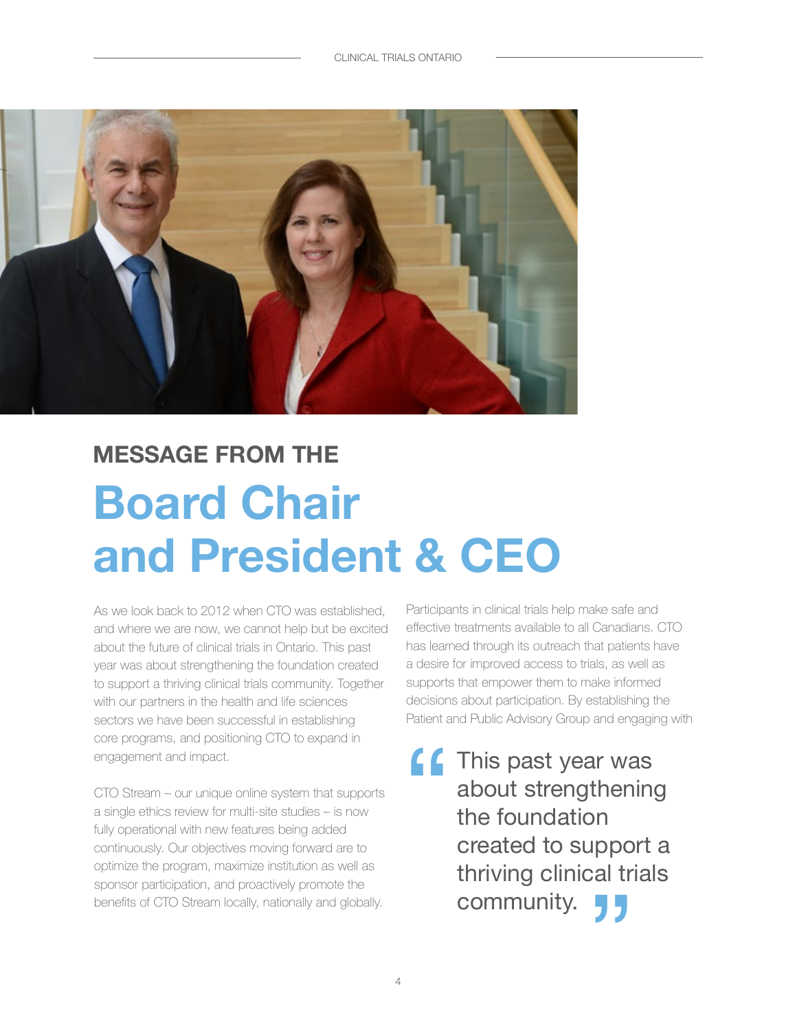# MESSAGE FROM THE Board Chair and President & CEO

As we look back to 2012 when CTO was established, and where we are now, we cannot help but be excited about the future of clinical trials in Ontario. This past year was about strengthening the foundation created to support a thriving clinical trials community. Together with our partners in the health and life sciences sectors we have been successful in establishing core programs, and positioning CTO to expand in engagement and impact.

CTO Stream – our unique online system that supports a single ethics review for multi-site studies – is now fully operational with new features being added continuously. Our objectives moving forward are to optimize the program, maximize institution as well as sponsor participation, and proactively promote the benefits of CTO Stream locally, nationally and globally.

Participants in clinical trials help make safe and effective treatments available to all Canadians. CTO has learned through its outreach that patients have a desire for improved access to trials, as well as supports that empower them to make informed decisions about participation. By establishing the Patient and Public Advisory Group and engaging with

> This past year was about strengthening the foundation created to support a thriving clinical trials community.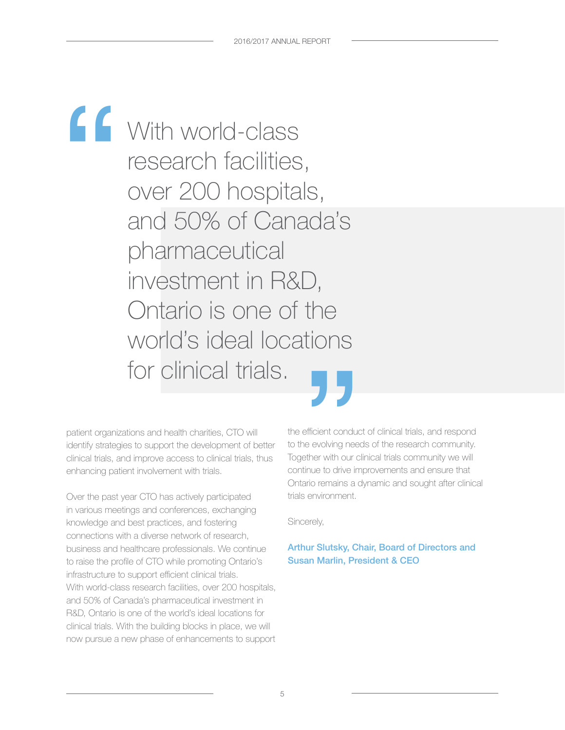> With world-class research facilities, over 200 hospitals, and 50% of Canada's pharmaceutical investment in R&D, Ontario is one of the world's ideal locations for clinical trials.

patient organizations and health charities, CTO will identify strategies to support the development of better clinical trials, and improve access to clinical trials, thus enhancing patient involvement with trials.

Over the past year CTO has actively participated in various meetings and conferences, exchanging knowledge and best practices, and fostering connections with a diverse network of research, business and healthcare professionals. We continue to raise the profile of CTO while promoting Ontario's infrastructure to support efficient clinical trials. With world-class research facilities, over 200 hospitals, and 50% of Canada's pharmaceutical investment in R&D, Ontario is one of the world's ideal locations for clinical trials. With the building blocks in place, we will now pursue a new phase of enhancements to support the efficient conduct of clinical trials, and respond to the evolving needs of the research community. Together with our clinical trials community we will continue to drive improvements and ensure that Ontario remains a dynamic and sought after clinical trials environment.

Sincerely,

**Arthur Slutsky, Chair, Board of Directors and Susan Marlin, President & CEO**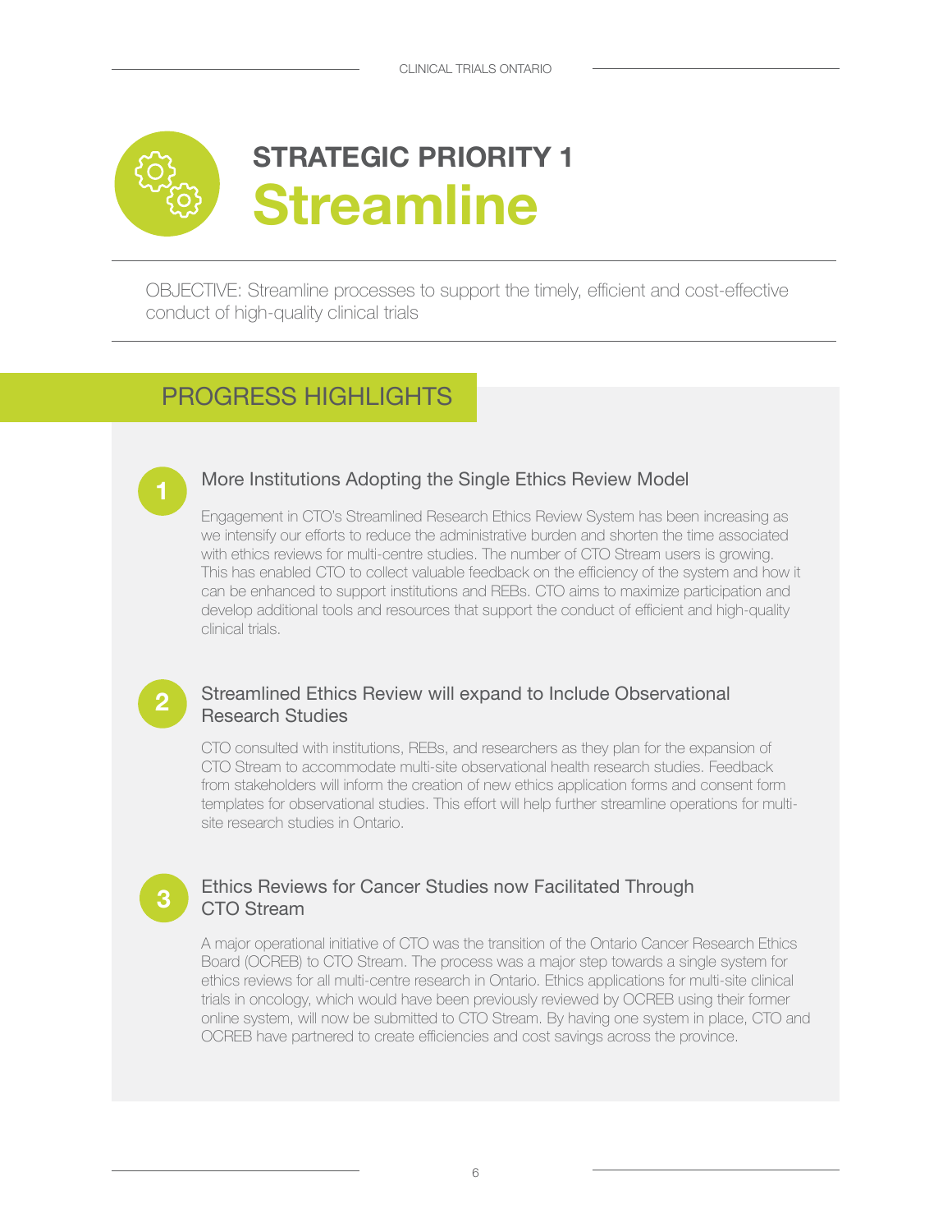# STRATEGIC PRIORITY 1
# Streamline

OBJECTIVE: Streamline processes to support the timely, efficient and cost-effective conduct of high-quality clinical trials

## PROGRESS HIGHLIGHTS

### 1 More Institutions Adopting the Single Ethics Review Model

Engagement in CTO's Streamlined Research Ethics Review System has been increasing as we intensify our efforts to reduce the administrative burden and shorten the time associated with ethics reviews for multi-centre studies. The number of CTO Stream users is growing. This has enabled CTO to collect valuable feedback on the efficiency of the system and how it can be enhanced to support institutions and REBs. CTO aims to maximize participation and develop additional tools and resources that support the conduct of efficient and high-quality clinical trials.

### 2 Streamlined Ethics Review will expand to Include Observational Research Studies

CTO consulted with institutions, REBs, and researchers as they plan for the expansion of CTO Stream to accommodate multi-site observational health research studies. Feedback from stakeholders will inform the creation of new ethics application forms and consent form templates for observational studies. This effort will help further streamline operations for multi-site research studies in Ontario.

### 3 Ethics Reviews for Cancer Studies now Facilitated Through CTO Stream

A major operational initiative of CTO was the transition of the Ontario Cancer Research Ethics Board (OCREB) to CTO Stream. The process was a major step towards a single system for ethics reviews for all multi-centre research in Ontario. Ethics applications for multi-site clinical trials in oncology, which would have been previously reviewed by OCREB using their former online system, will now be submitted to CTO Stream. By having one system in place, CTO and OCREB have partnered to create efficiencies and cost savings across the province.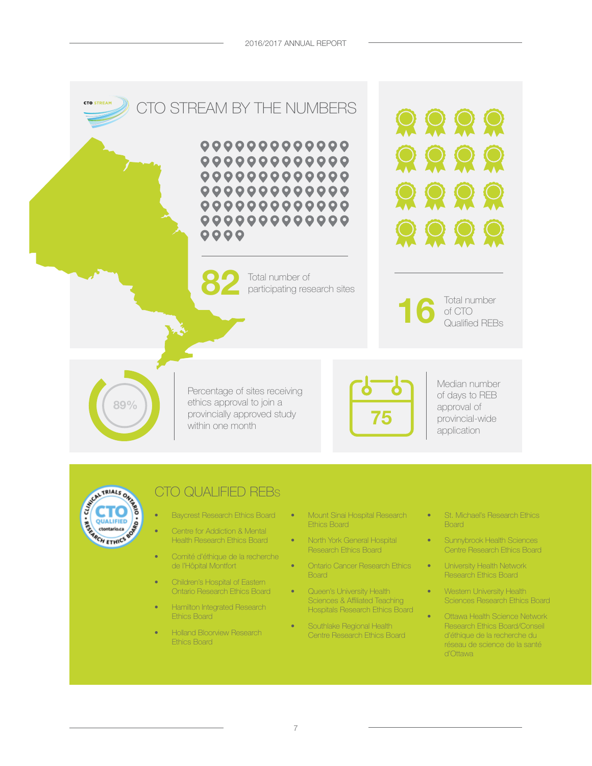# CTO STREAM BY THE NUMBERS

**82** Total number of participating research sites

**16** Total number of CTO Qualified REBs

**89%** Percentage of sites receiving ethics approval to join a provincially approved study within one month

**75** Median number of days to REB approval of provincial-wide application

## CTO QUALIFIED REBs

- Baycrest Research Ethics Board
- Centre for Addiction & Mental Health Research Ethics Board
- Comité d'éthique de la recherche de l'Hôpital Montfort
- Children's Hospital of Eastern Ontario Research Ethics Board
- Hamilton Integrated Research Ethics Board
- Holland Bloorview Research Ethics Board
- Mount Sinai Hospital Research Ethics Board
- North York General Hospital Research Ethics Board
- Ontario Cancer Research Ethics Board
- Queen's University Health Sciences & Affiliated Teaching Hospitals Research Ethics Board
- Southlake Regional Health Centre Research Ethics Board
- St. Michael's Research Ethics Board
- Sunnybrook Health Sciences Centre Research Ethics Board
- University Health Network Research Ethics Board
- Western University Health Sciences Research Ethics Board
- Ottawa Health Science Network Research Ethics Board/Conseil d'éthique de la recherche du réseau de science de la santé d'Ottawa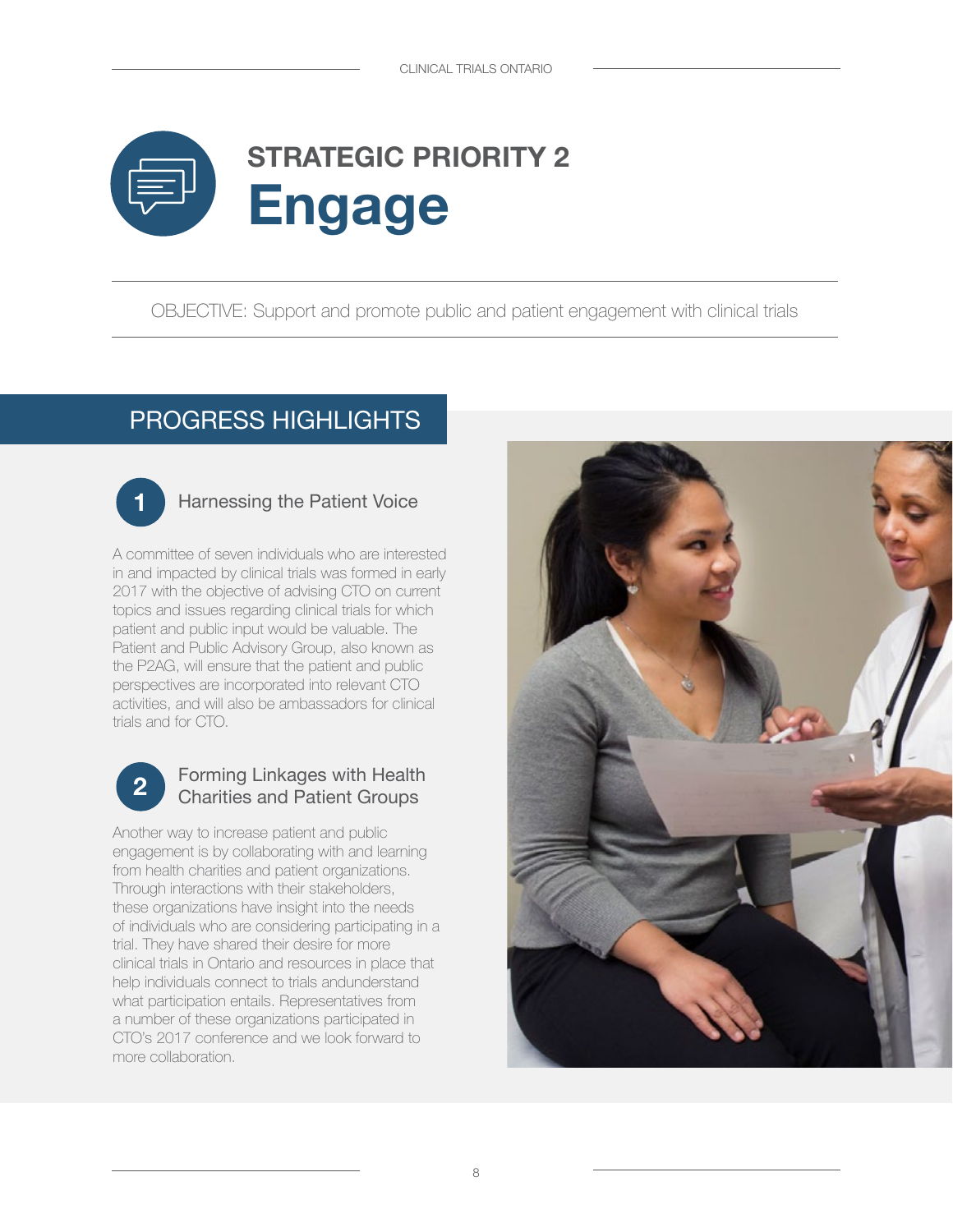# STRATEGIC PRIORITY 2
# Engage

OBJECTIVE: Support and promote public and patient engagement with clinical trials

## PROGRESS HIGHLIGHTS

### 1 Harnessing the Patient Voice

A committee of seven individuals who are interested in and impacted by clinical trials was formed in early 2017 with the objective of advising CTO on current topics and issues regarding clinical trials for which patient and public input would be valuable. The Patient and Public Advisory Group, also known as the P2AG, will ensure that the patient and public perspectives are incorporated into relevant CTO activities, and will also be ambassadors for clinical trials and for CTO.

### 2 Forming Linkages with Health Charities and Patient Groups

Another way to increase patient and public engagement is by collaborating with and learning from health charities and patient organizations. Through interactions with their stakeholders, these organizations have insight into the needs of individuals who are considering participating in a trial. They have shared their desire for more clinical trials in Ontario and resources in place that help individuals connect to trials andunderstand what participation entails. Representatives from a number of these organizations participated in CTO's 2017 conference and we look forward to more collaboration.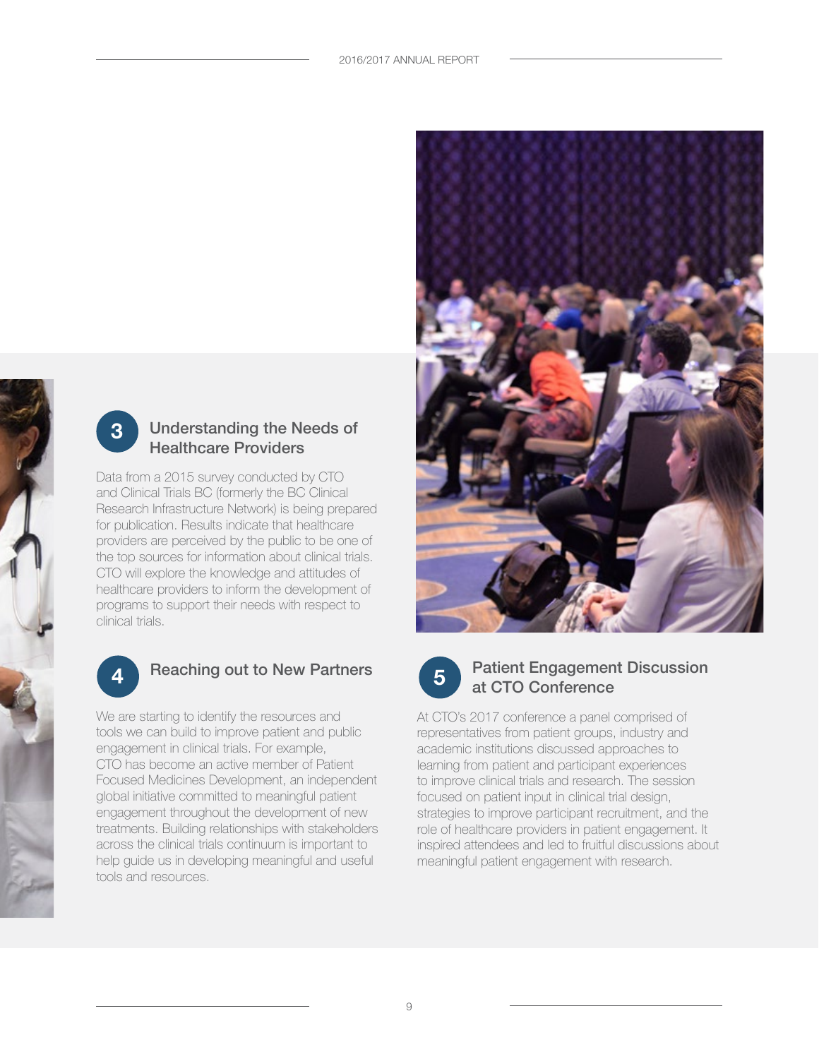## 3 Understanding the Needs of Healthcare Providers

Data from a 2015 survey conducted by CTO and Clinical Trials BC (formerly the BC Clinical Research Infrastructure Network) is being prepared for publication. Results indicate that healthcare providers are perceived by the public to be one of the top sources for information about clinical trials. CTO will explore the knowledge and attitudes of healthcare providers to inform the development of programs to support their needs with respect to clinical trials.

## 4 Reaching out to New Partners

We are starting to identify the resources and tools we can build to improve patient and public engagement in clinical trials. For example, CTO has become an active member of Patient Focused Medicines Development, an independent global initiative committed to meaningful patient engagement throughout the development of new treatments. Building relationships with stakeholders across the clinical trials continuum is important to help guide us in developing meaningful and useful tools and resources.

## 5 Patient Engagement Discussion at CTO Conference

At CTO's 2017 conference a panel comprised of representatives from patient groups, industry and academic institutions discussed approaches to learning from patient and participant experiences to improve clinical trials and research. The session focused on patient input in clinical trial design, strategies to improve participant recruitment, and the role of healthcare providers in patient engagement. It inspired attendees and led to fruitful discussions about meaningful patient engagement with research.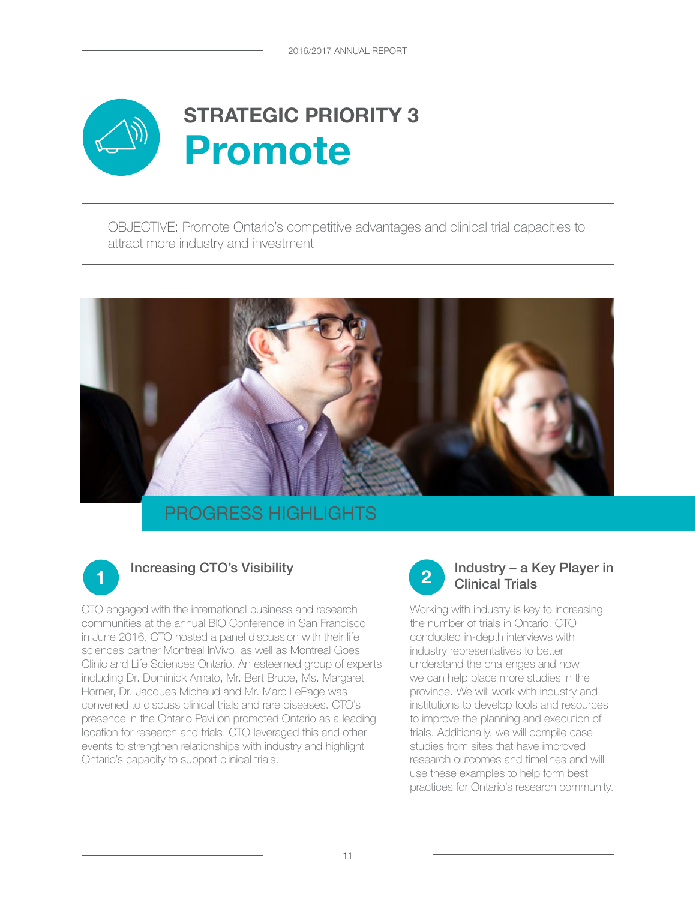## STRATEGIC PRIORITY 3

# Promote

OBJECTIVE: Promote Ontario's competitive advantages and clinical trial capacities to attract more industry and investment

## PROGRESS HIGHLIGHTS

### 1 Increasing CTO's Visibility

CTO engaged with the international business and research communities at the annual BIO Conference in San Francisco in June 2016. CTO hosted a panel discussion with their life sciences partner Montreal InVivo, as well as Montreal Goes Clinic and Life Sciences Ontario. An esteemed group of experts including Dr. Dominick Amato, Mr. Bert Bruce, Ms. Margaret Horner, Dr. Jacques Michaud and Mr. Marc LePage was convened to discuss clinical trials and rare diseases. CTO's presence in the Ontario Pavilion promoted Ontario as a leading location for research and trials. CTO leveraged this and other events to strengthen relationships with industry and highlight Ontario's capacity to support clinical trials.

### 2 Industry – a Key Player in Clinical Trials

Working with industry is key to increasing the number of trials in Ontario. CTO conducted in-depth interviews with industry representatives to better understand the challenges and how we can help place more studies in the province. We will work with industry and institutions to develop tools and resources to improve the planning and execution of trials. Additionally, we will compile case studies from sites that have improved research outcomes and timelines and will use these examples to help form best practices for Ontario's research community.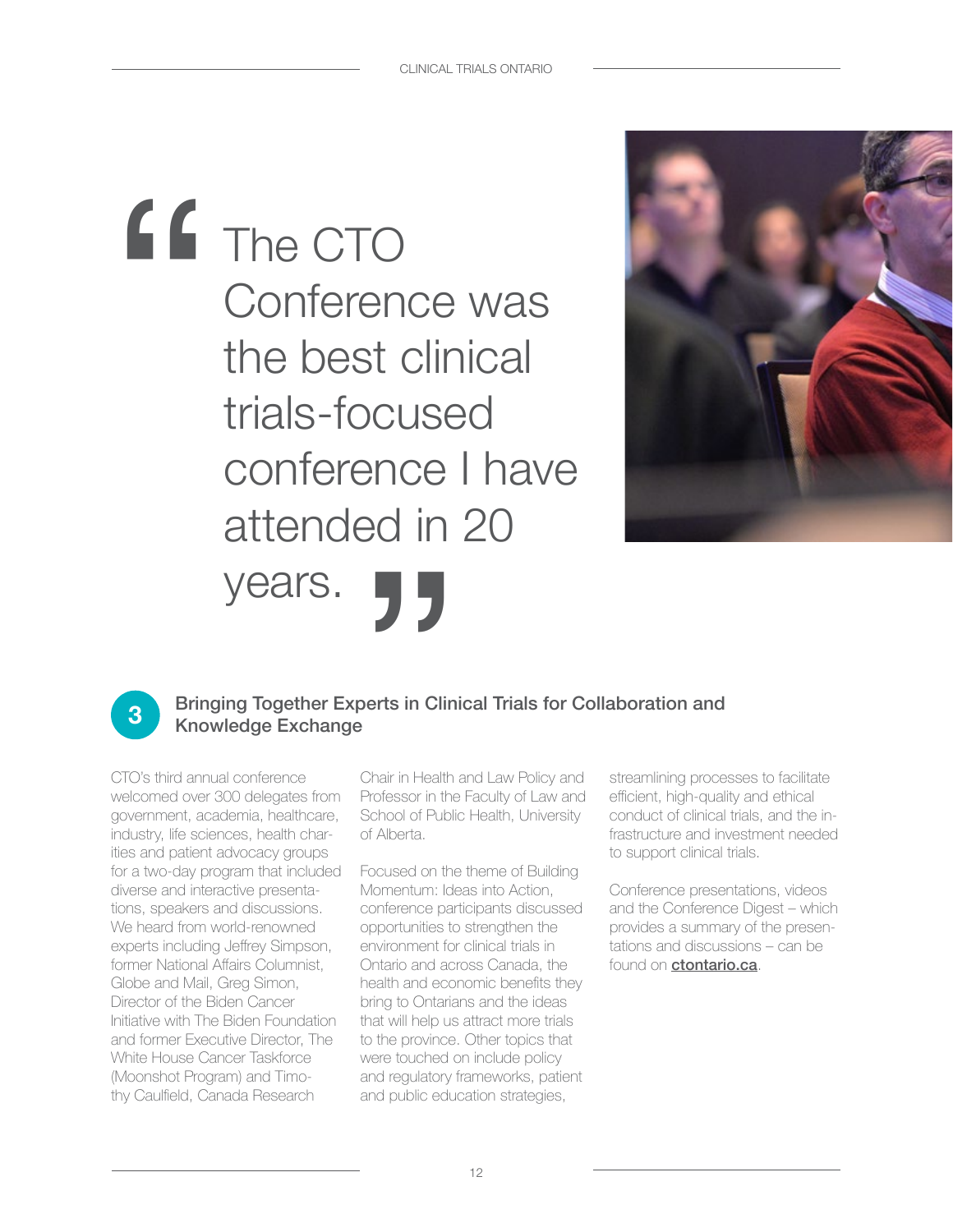> The CTO Conference was the best clinical trials-focused conference I have attended in 20 years.

## 3 Bringing Together Experts in Clinical Trials for Collaboration and Knowledge Exchange

CTO's third annual conference welcomed over 300 delegates from government, academia, healthcare, industry, life sciences, health charities and patient advocacy groups for a two-day program that included diverse and interactive presentations, speakers and discussions. We heard from world-renowned experts including Jeffrey Simpson, former National Affairs Columnist, Globe and Mail, Greg Simon, Director of the Biden Cancer Initiative with The Biden Foundation and former Executive Director, The White House Cancer Taskforce (Moonshot Program) and Timothy Caulfield, Canada Research Chair in Health and Law Policy and Professor in the Faculty of Law and School of Public Health, University of Alberta.

Focused on the theme of Building Momentum: Ideas into Action, conference participants discussed opportunities to strengthen the environment for clinical trials in Ontario and across Canada, the health and economic benefits they bring to Ontarians and the ideas that will help us attract more trials to the province. Other topics that were touched on include policy and regulatory frameworks, patient and public education strategies, streamlining processes to facilitate efficient, high-quality and ethical conduct of clinical trials, and the infrastructure and investment needed to support clinical trials.

Conference presentations, videos and the Conference Digest – which provides a summary of the presentations and discussions – can be found on **ctontario.ca**.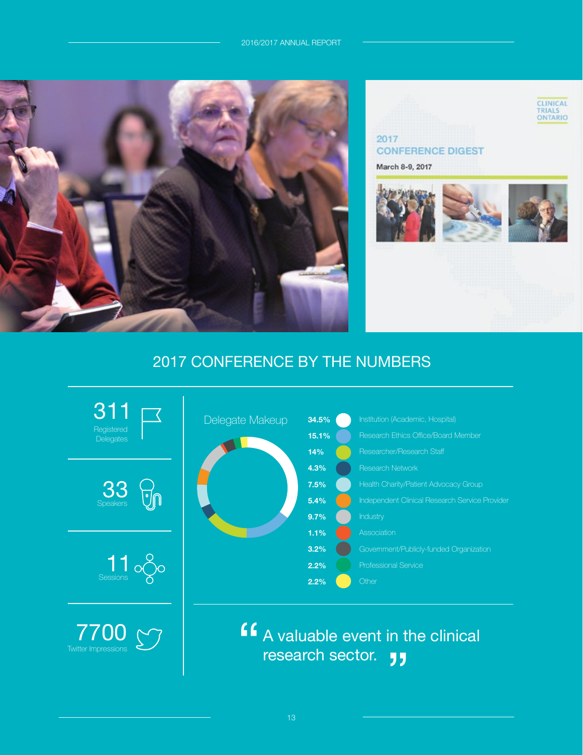## 2017 CONFERENCE BY THE NUMBERS

**311** Registered Delegates

**33** Speakers

**11** Sessions

**7700** Twitter Impressions

### Delegate Makeup

| Percentage | Category |
|---|---|
| 34.5% | Institution (Academic, Hospital) |
| 15.1% | Research Ethics Office/Board Member |
| 14% | Researcher/Research Staff |
| 4.3% | Research Network |
| 7.5% | Health Charity/Patient Advocacy Group |
| 5.4% | Independent Clinical Research Service Provider |
| 9.7% | Industry |
| 1.1% | Association |
| 3.2% | Government/Publicly-funded Organization |
| 2.2% | Professional Service |
| 2.2% | Other |

> "A valuable event in the clinical research sector."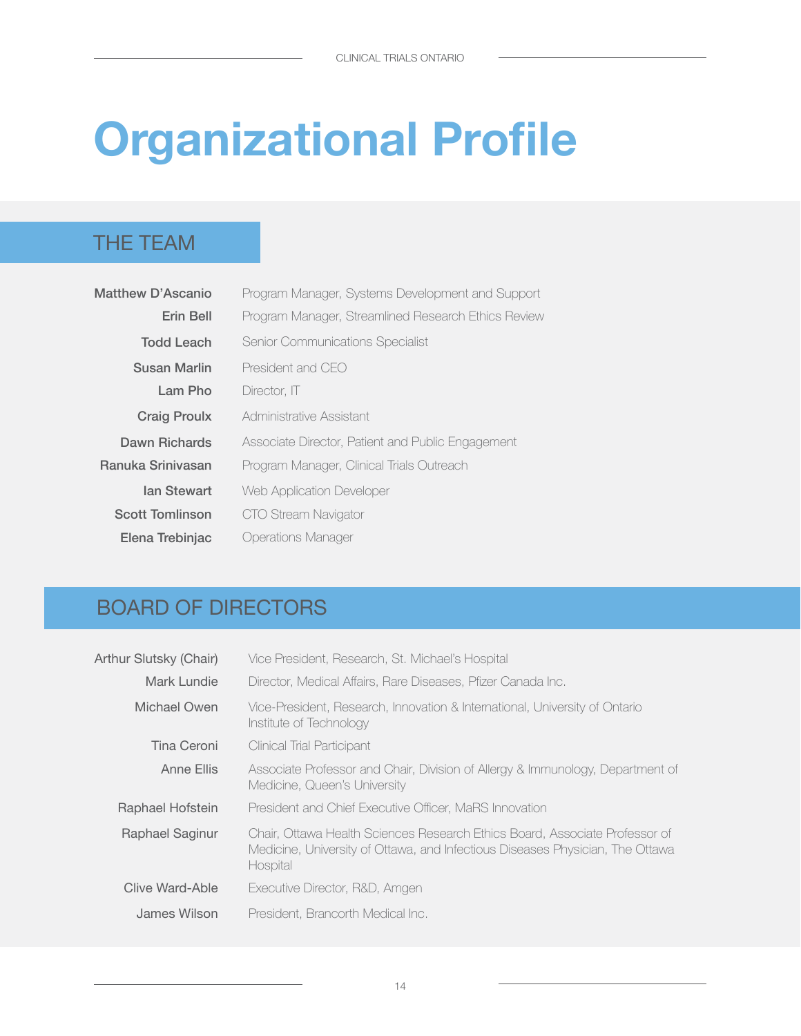# Organizational Profile

## THE TEAM

| | |
|---|---|
| **Matthew D'Ascanio** | Program Manager, Systems Development and Support |
| **Erin Bell** | Program Manager, Streamlined Research Ethics Review |
| **Todd Leach** | Senior Communications Specialist |
| **Susan Marlin** | President and CEO |
| **Lam Pho** | Director, IT |
| **Craig Proulx** | Administrative Assistant |
| **Dawn Richards** | Associate Director, Patient and Public Engagement |
| **Ranuka Srinivasan** | Program Manager, Clinical Trials Outreach |
| **Ian Stewart** | Web Application Developer |
| **Scott Tomlinson** | CTO Stream Navigator |
| **Elena Trebinjac** | Operations Manager |

## BOARD OF DIRECTORS

| | |
|---|---|
| Arthur Slutsky (Chair) | Vice President, Research, St. Michael's Hospital |
| Mark Lundie | Director, Medical Affairs, Rare Diseases, Pfizer Canada Inc. |
| Michael Owen | Vice-President, Research, Innovation & International, University of Ontario Institute of Technology |
| Tina Ceroni | Clinical Trial Participant |
| Anne Ellis | Associate Professor and Chair, Division of Allergy & Immunology, Department of Medicine, Queen's University |
| Raphael Hofstein | President and Chief Executive Officer, MaRS Innovation |
| Raphael Saginur | Chair, Ottawa Health Sciences Research Ethics Board, Associate Professor of Medicine, University of Ottawa, and Infectious Diseases Physician, The Ottawa Hospital |
| Clive Ward-Able | Executive Director, R&D, Amgen |
| James Wilson | President, Brancorth Medical Inc. |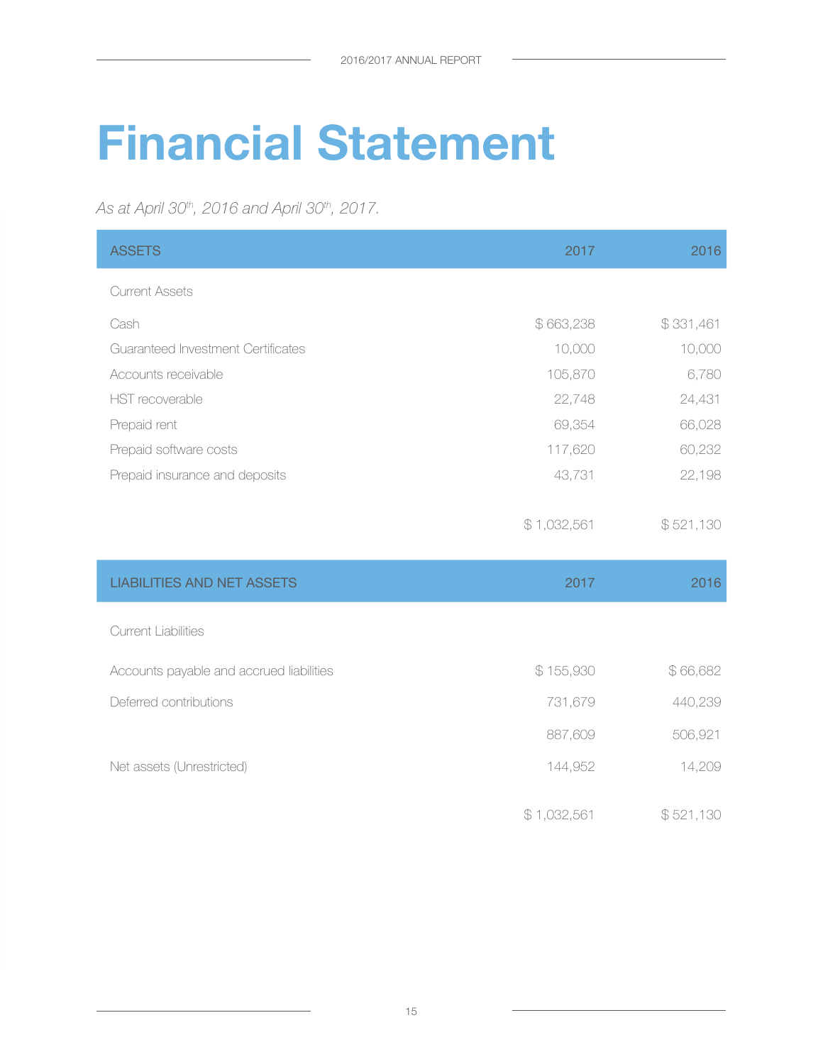# Financial Statement

*As at April 30th, 2016 and April 30th, 2017.*

| ASSETS | 2017 | 2016 |
|---|---|---|
| Current Assets | | |
| Cash | $ 663,238 | $ 331,461 |
| Guaranteed Investment Certificates | 10,000 | 10,000 |
| Accounts receivable | 105,870 | 6,780 |
| HST recoverable | 22,748 | 24,431 |
| Prepaid rent | 69,354 | 66,028 |
| Prepaid software costs | 117,620 | 60,232 |
| Prepaid insurance and deposits | 43,731 | 22,198 |
| | $ 1,032,561 | $ 521,130 |

| LIABILITIES AND NET ASSETS | 2017 | 2016 |
|---|---|---|
| Current Liabilities | | |
| Accounts payable and accrued liabilities | $ 155,930 | $ 66,682 |
| Deferred contributions | 731,679 | 440,239 |
| | 887,609 | 506,921 |
| Net assets (Unrestricted) | 144,952 | 14,209 |
| | $ 1,032,561 | $ 521,130 |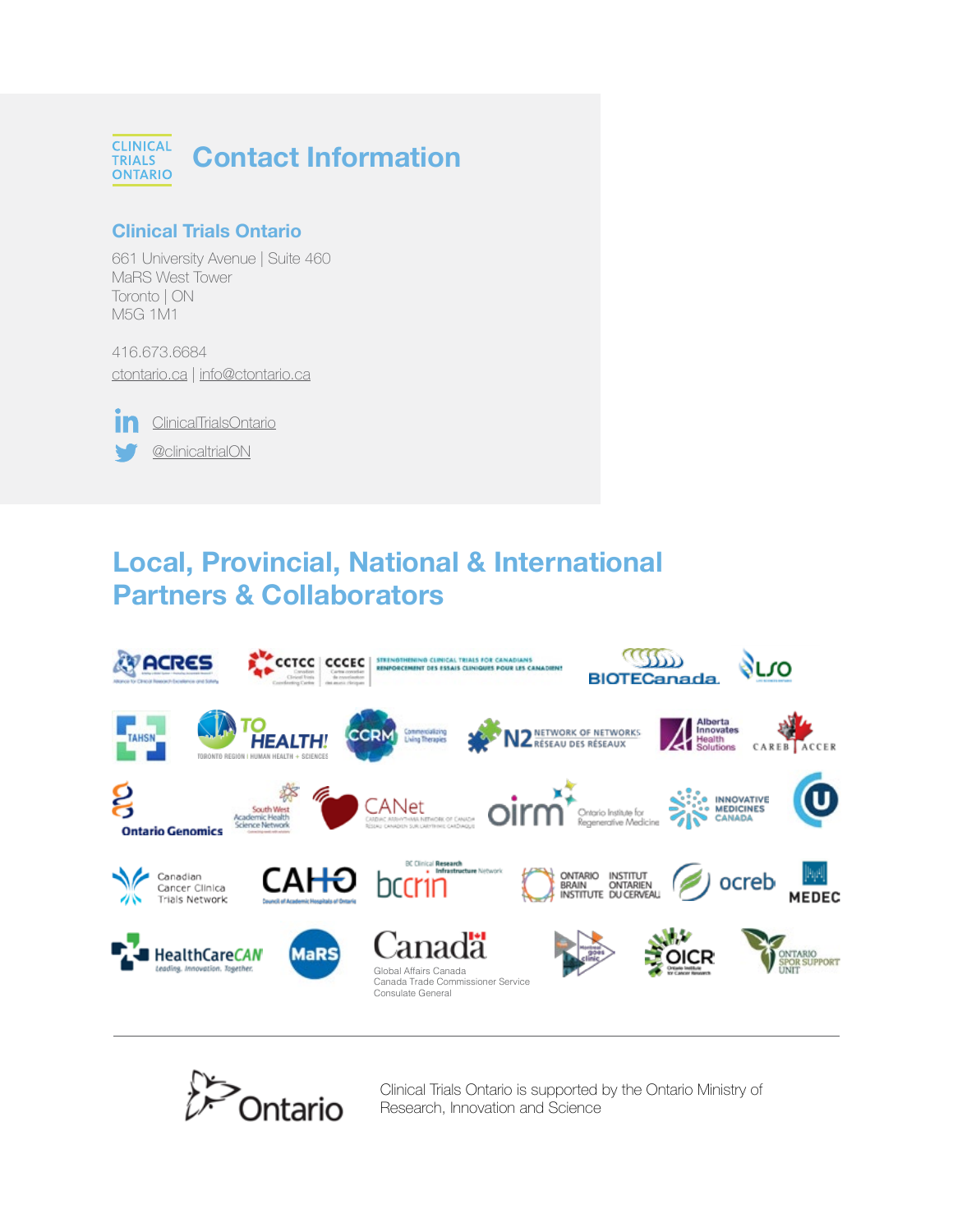# Contact Information

## Clinical Trials Ontario

661 University Avenue | Suite 460
MaRS West Tower
Toronto | ON
M5G 1M1

416.673.6684
ctontario.ca | info@ctontario.ca

ClinicalTrialsOntario
@clinicaltrialON

## Local, Provincial, National & International Partners & Collaborators

Global Affairs Canada
Canada Trade Commissioner Service
Consulate General

Clinical Trials Ontario is supported by the Ontario Ministry of Research, Innovation and Science